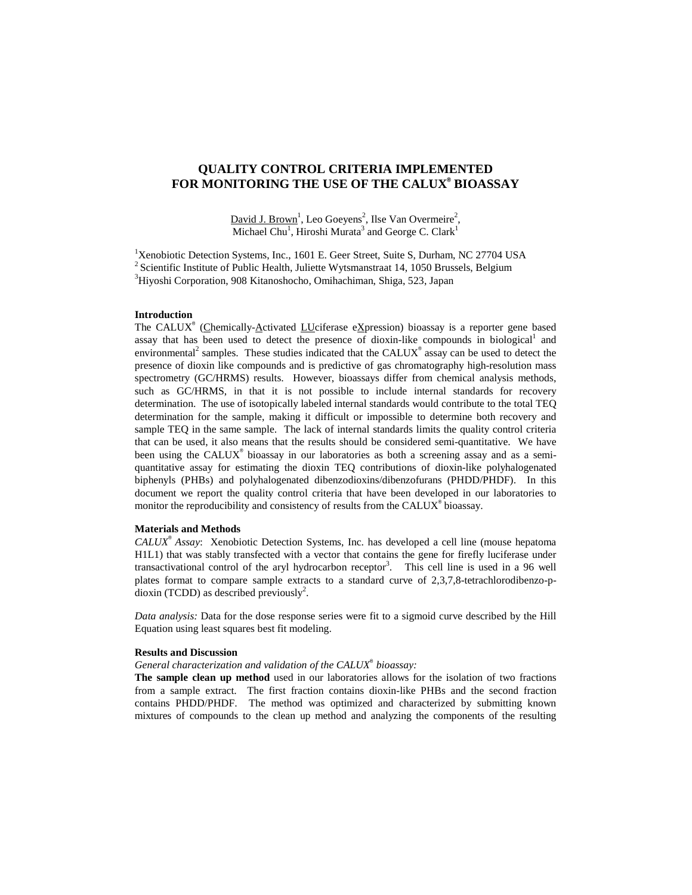# QUALITY CONTROL CRITERIA IMPLEMENTED FOR MONITORING THE USE OF THE CALUX® BIOASSAY

David J. Brown[1], Leo Goeyens[2], Ilse Van Overmeire[2], Michael Chu[1], Hiroshi Murata[3] and George C. Clark[1]

[1]Xenobiotic Detection Systems, Inc., 1601 E. Geer Street, Suite S, Durham, NC 27704 USA
[2]Scientific Institute of Public Health, Juliette Wytsmanstraat 14, 1050 Brussels, Belgium
[3]Hiyoshi Corporation, 908 Kitanoshocho, Omihachiman, Shiga, 523, Japan

### Introduction

The CALUX® (Chemically-Activated LUciferase eXpression) bioassay is a reporter gene based assay that has been used to detect the presence of dioxin-like compounds in biological[1] and environmental[2] samples. These studies indicated that the CALUX® assay can be used to detect the presence of dioxin like compounds and is predictive of gas chromatography high-resolution mass spectrometry (GC/HRMS) results. However, bioassays differ from chemical analysis methods, such as GC/HRMS, in that it is not possible to include internal standards for recovery determination. The use of isotopically labeled internal standards would contribute to the total TEQ determination for the sample, making it difficult or impossible to determine both recovery and sample TEQ in the same sample. The lack of internal standards limits the quality control criteria that can be used, it also means that the results should be considered semi-quantitative. We have been using the CALUX® bioassay in our laboratories as both a screening assay and as a semi-quantitative assay for estimating the dioxin TEQ contributions of dioxin-like polyhalogenated biphenyls (PHBs) and polyhalogenated dibenzodioxins/dibenzofurans (PHDD/PHDF). In this document we report the quality control criteria that have been developed in our laboratories to monitor the reproducibility and consistency of results from the CALUX® bioassay.

### Materials and Methods

*CALUX® Assay*: Xenobiotic Detection Systems, Inc. has developed a cell line (mouse hepatoma H1L1) that was stably transfected with a vector that contains the gene for firefly luciferase under transactivational control of the aryl hydrocarbon receptor[3]. This cell line is used in a 96 well plates format to compare sample extracts to a standard curve of 2,3,7,8-tetrachlorodibenzo-p-dioxin (TCDD) as described previously[2].

*Data analysis:* Data for the dose response series were fit to a sigmoid curve described by the Hill Equation using least squares best fit modeling.

### Results and Discussion

*General characterization and validation of the CALUX® bioassay:*

**The sample clean up method** used in our laboratories allows for the isolation of two fractions from a sample extract. The first fraction contains dioxin-like PHBs and the second fraction contains PHDD/PHDF. The method was optimized and characterized by submitting known mixtures of compounds to the clean up method and analyzing the components of the resulting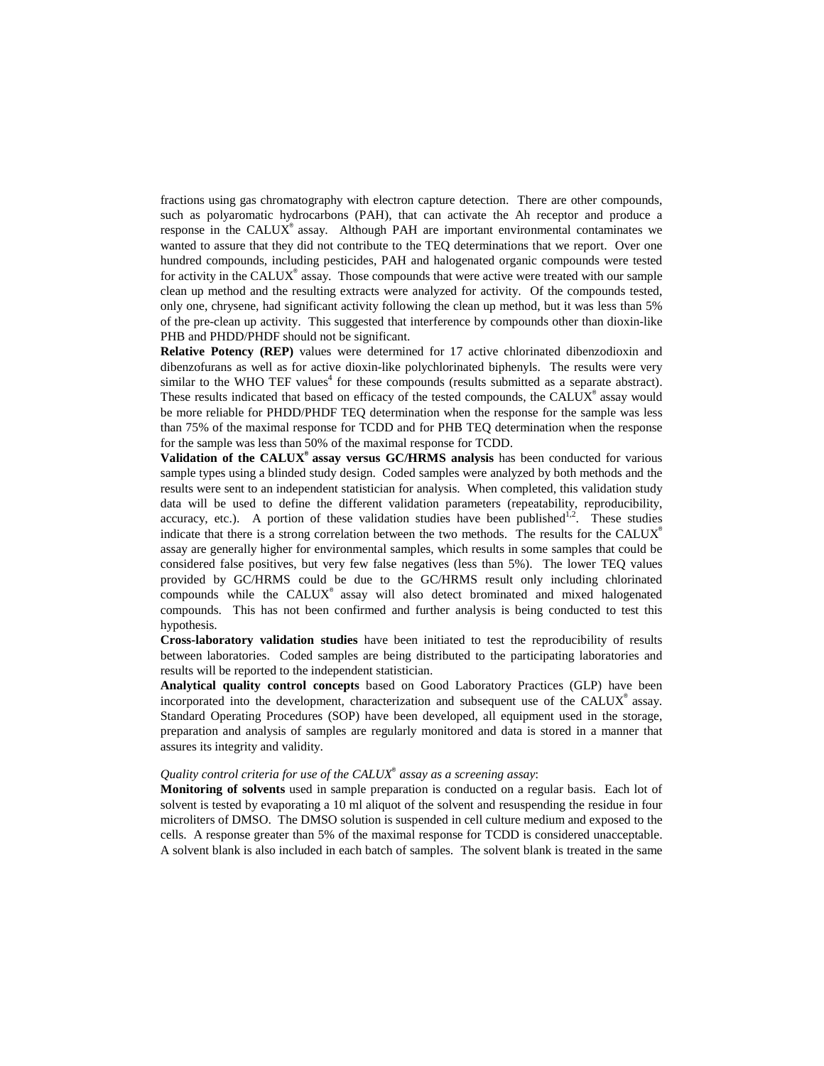fractions using gas chromatography with electron capture detection. There are other compounds, such as polyaromatic hydrocarbons (PAH), that can activate the Ah receptor and produce a response in the CALUX® assay. Although PAH are important environmental contaminates we wanted to assure that they did not contribute to the TEQ determinations that we report. Over one hundred compounds, including pesticides, PAH and halogenated organic compounds were tested for activity in the CALUX® assay. Those compounds that were active were treated with our sample clean up method and the resulting extracts were analyzed for activity. Of the compounds tested, only one, chrysene, had significant activity following the clean up method, but it was less than 5% of the pre-clean up activity. This suggested that interference by compounds other than dioxin-like PHB and PHDD/PHDF should not be significant.

**Relative Potency (REP)** values were determined for 17 active chlorinated dibenzodioxin and dibenzofurans as well as for active dioxin-like polychlorinated biphenyls. The results were very similar to the WHO TEF values[4] for these compounds (results submitted as a separate abstract). These results indicated that based on efficacy of the tested compounds, the CALUX® assay would be more reliable for PHDD/PHDF TEQ determination when the response for the sample was less than 75% of the maximal response for TCDD and for PHB TEQ determination when the response for the sample was less than 50% of the maximal response for TCDD.

**Validation of the CALUX® assay versus GC/HRMS analysis** has been conducted for various sample types using a blinded study design. Coded samples were analyzed by both methods and the results were sent to an independent statistician for analysis. When completed, this validation study data will be used to define the different validation parameters (repeatability, reproducibility, accuracy, etc.). A portion of these validation studies have been published[1,2]. These studies indicate that there is a strong correlation between the two methods. The results for the CALUX® assay are generally higher for environmental samples, which results in some samples that could be considered false positives, but very few false negatives (less than 5%). The lower TEQ values provided by GC/HRMS could be due to the GC/HRMS result only including chlorinated compounds while the CALUX® assay will also detect brominated and mixed halogenated compounds. This has not been confirmed and further analysis is being conducted to test this hypothesis.

**Cross-laboratory validation studies** have been initiated to test the reproducibility of results between laboratories. Coded samples are being distributed to the participating laboratories and results will be reported to the independent statistician.

**Analytical quality control concepts** based on Good Laboratory Practices (GLP) have been incorporated into the development, characterization and subsequent use of the CALUX® assay. Standard Operating Procedures (SOP) have been developed, all equipment used in the storage, preparation and analysis of samples are regularly monitored and data is stored in a manner that assures its integrity and validity.

*Quality control criteria for use of the CALUX® assay as a screening assay*:

**Monitoring of solvents** used in sample preparation is conducted on a regular basis. Each lot of solvent is tested by evaporating a 10 ml aliquot of the solvent and resuspending the residue in four microliters of DMSO. The DMSO solution is suspended in cell culture medium and exposed to the cells. A response greater than 5% of the maximal response for TCDD is considered unacceptable. A solvent blank is also included in each batch of samples. The solvent blank is treated in the same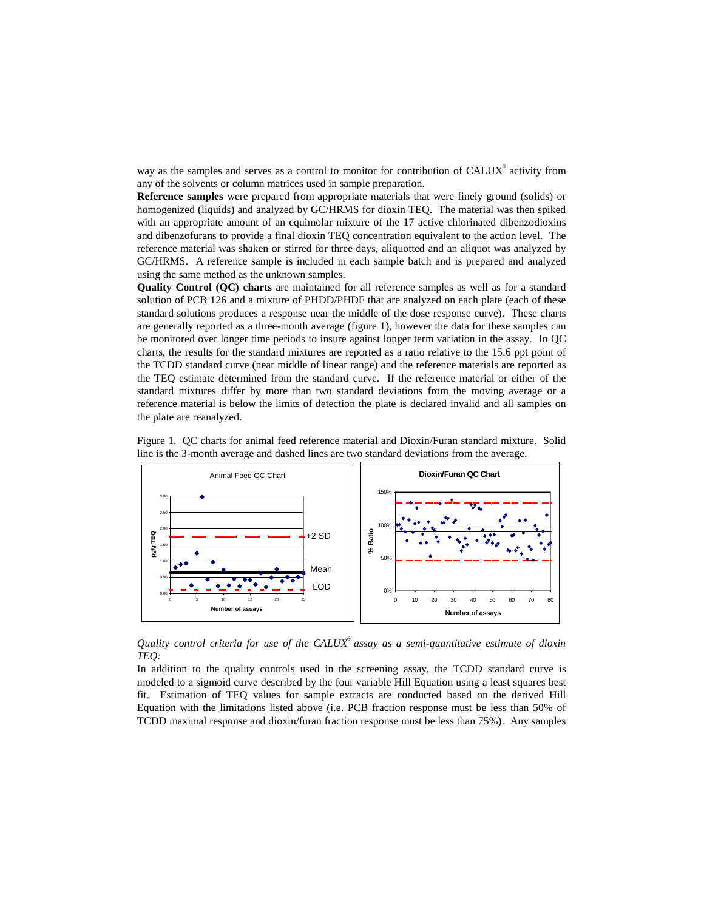way as the samples and serves as a control to monitor for contribution of CALUX® activity from any of the solvents or column matrices used in sample preparation.

**Reference samples** were prepared from appropriate materials that were finely ground (solids) or homogenized (liquids) and analyzed by GC/HRMS for dioxin TEQ. The material was then spiked with an appropriate amount of an equimolar mixture of the 17 active chlorinated dibenzodioxins and dibenzofurans to provide a final dioxin TEQ concentration equivalent to the action level. The reference material was shaken or stirred for three days, aliquotted and an aliquot was analyzed by GC/HRMS. A reference sample is included in each sample batch and is prepared and analyzed using the same method as the unknown samples.

**Quality Control (QC) charts** are maintained for all reference samples as well as for a standard solution of PCB 126 and a mixture of PHDD/PHDF that are analyzed on each plate (each of these standard solutions produces a response near the middle of the dose response curve). These charts are generally reported as a three-month average (figure 1), however the data for these samples can be monitored over longer time periods to insure against longer term variation in the assay. In QC charts, the results for the standard mixtures are reported as a ratio relative to the 15.6 ppt point of the TCDD standard curve (near middle of linear range) and the reference materials are reported as the TEQ estimate determined from the standard curve. If the reference material or either of the standard mixtures differ by more than two standard deviations from the moving average or a reference material is below the limits of detection the plate is declared invalid and all samples on the plate are reanalyzed.

Figure 1. QC charts for animal feed reference material and Dioxin/Furan standard mixture. Solid line is the 3-month average and dashed lines are two standard deviations from the average.

*Quality control criteria for use of the CALUX® assay as a semi-quantitative estimate of dioxin TEQ:*

In addition to the quality controls used in the screening assay, the TCDD standard curve is modeled to a sigmoid curve described by the four variable Hill Equation using a least squares best fit. Estimation of TEQ values for sample extracts are conducted based on the derived Hill Equation with the limitations listed above (i.e. PCB fraction response must be less than 50% of TCDD maximal response and dioxin/furan fraction response must be less than 75%). Any samples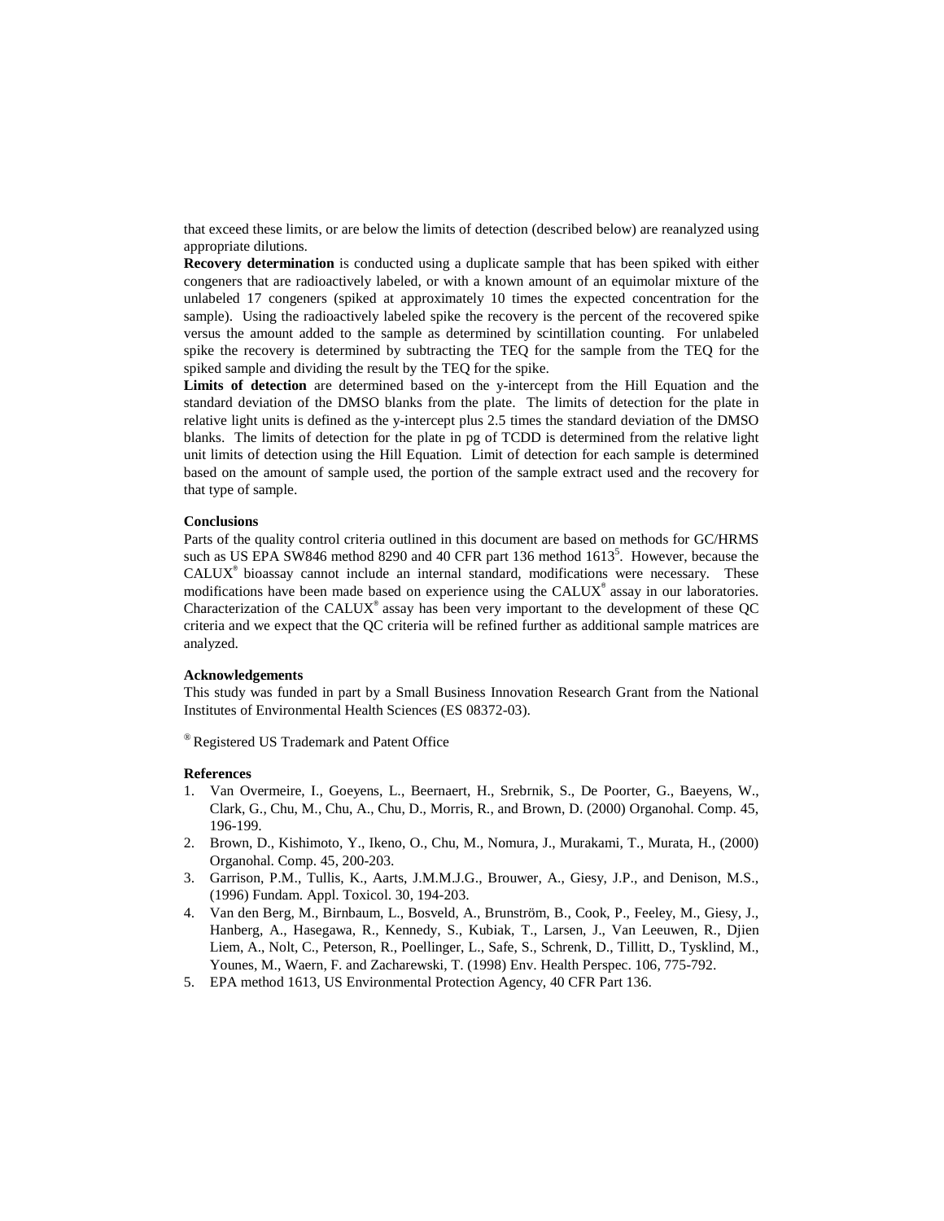that exceed these limits, or are below the limits of detection (described below) are reanalyzed using appropriate dilutions.

**Recovery determination** is conducted using a duplicate sample that has been spiked with either congeners that are radioactively labeled, or with a known amount of an equimolar mixture of the unlabeled 17 congeners (spiked at approximately 10 times the expected concentration for the sample). Using the radioactively labeled spike the recovery is the percent of the recovered spike versus the amount added to the sample as determined by scintillation counting. For unlabeled spike the recovery is determined by subtracting the TEQ for the sample from the TEQ for the spiked sample and dividing the result by the TEQ for the spike.

**Limits of detection** are determined based on the y-intercept from the Hill Equation and the standard deviation of the DMSO blanks from the plate. The limits of detection for the plate in relative light units is defined as the y-intercept plus 2.5 times the standard deviation of the DMSO blanks. The limits of detection for the plate in pg of TCDD is determined from the relative light unit limits of detection using the Hill Equation. Limit of detection for each sample is determined based on the amount of sample used, the portion of the sample extract used and the recovery for that type of sample.

### Conclusions

Parts of the quality control criteria outlined in this document are based on methods for GC/HRMS such as US EPA SW846 method 8290 and 40 CFR part 136 method 1613[5]. However, because the CALUX® bioassay cannot include an internal standard, modifications were necessary. These modifications have been made based on experience using the CALUX® assay in our laboratories. Characterization of the CALUX® assay has been very important to the development of these QC criteria and we expect that the QC criteria will be refined further as additional sample matrices are analyzed.

### Acknowledgements

This study was funded in part by a Small Business Innovation Research Grant from the National Institutes of Environmental Health Sciences (ES 08372-03).

® Registered US Trademark and Patent Office

### References

1. Van Overmeire, I., Goeyens, L., Beernaert, H., Srebrnik, S., De Poorter, G., Baeyens, W., Clark, G., Chu, M., Chu, A., Chu, D., Morris, R., and Brown, D. (2000) Organohal. Comp. 45, 196-199.
2. Brown, D., Kishimoto, Y., Ikeno, O., Chu, M., Nomura, J., Murakami, T., Murata, H., (2000) Organohal. Comp. 45, 200-203.
3. Garrison, P.M., Tullis, K., Aarts, J.M.M.J.G., Brouwer, A., Giesy, J.P., and Denison, M.S., (1996) Fundam. Appl. Toxicol. 30, 194-203.
4. Van den Berg, M., Birnbaum, L., Bosveld, A., Brunström, B., Cook, P., Feeley, M., Giesy, J., Hanberg, A., Hasegawa, R., Kennedy, S., Kubiak, T., Larsen, J., Van Leeuwen, R., Djien Liem, A., Nolt, C., Peterson, R., Poellinger, L., Safe, S., Schrenk, D., Tillitt, D., Tysklind, M., Younes, M., Waern, F. and Zacharewski, T. (1998) Env. Health Perspec. 106, 775-792.
5. EPA method 1613, US Environmental Protection Agency, 40 CFR Part 136.